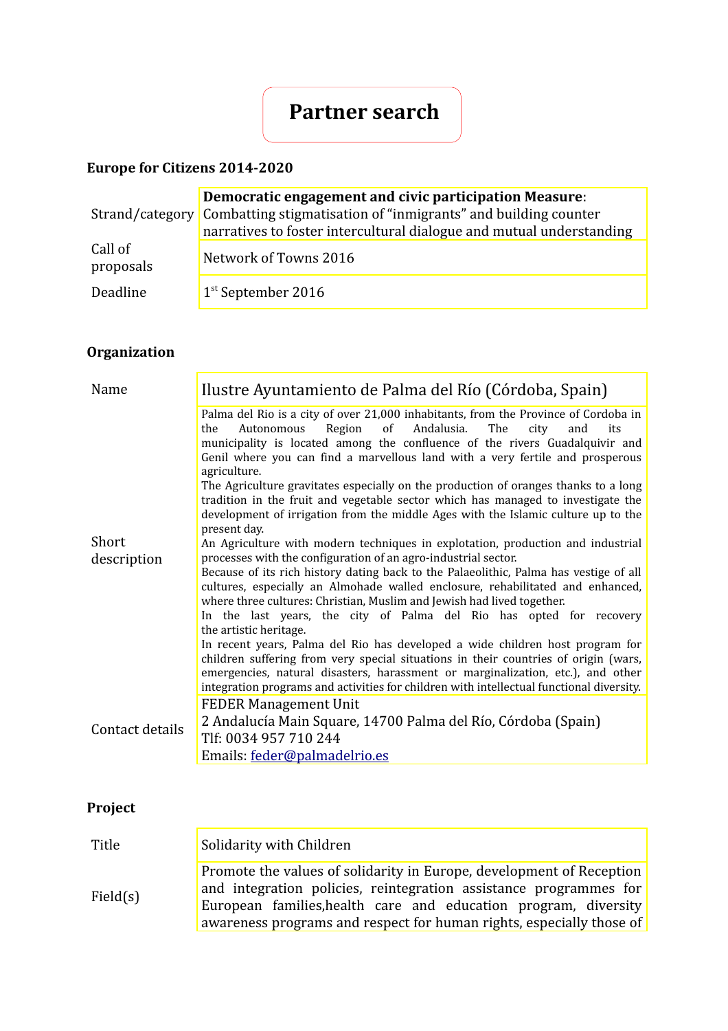# Partner search

**Europe for Citizens 2014-2020**

| | |
|---|---|
| Strand/category | **Democratic engagement and civic participation Measure**: Combatting stigmatisation of "inmigrants" and building counter narratives to foster intercultural dialogue and mutual understanding |
| Call of proposals | Network of Towns 2016 |
| Deadline | 1st September 2016 |

**Organization**

| | |
|---|---|
| Name | Ilustre Ayuntamiento de Palma del Río (Córdoba, Spain) |
| Short description | Palma del Rio is a city of over 21,000 inhabitants, from the Province of Cordoba in the Autonomous Region of Andalusia. The city and its municipality is located among the confluence of the rivers Guadalquivir and Genil where you can find a marvellous land with a very fertile and prosperous agriculture.<br>The Agriculture gravitates especially on the production of oranges thanks to a long tradition in the fruit and vegetable sector which has managed to investigate the development of irrigation from the middle Ages with the Islamic culture up to the present day.<br>An Agriculture with modern techniques in explotation, production and industrial processes with the configuration of an agro-industrial sector.<br>Because of its rich history dating back to the Palaeolithic, Palma has vestige of all cultures, especially an Almohade walled enclosure, rehabilitated and enhanced, where three cultures: Christian, Muslim and Jewish had lived together.<br>In the last years, the city of Palma del Rio has opted for recovery the artistic heritage.<br>In recent years, Palma del Rio has developed a wide children host program for children suffering from very special situations in their countries of origin (wars, emergencies, natural disasters, harassment or marginalization, etc.), and other integration programs and activities for children with intellectual functional diversity. |
| Contact details | FEDER Management Unit<br>2 Andalucía Main Square, 14700 Palma del Río, Córdoba (Spain)<br>Tlf: 0034 957 710 244<br>Emails: feder@palmadelrio.es |

**Project**

| | |
|---|---|
| Title | Solidarity with Children |
| Field(s) | Promote the values of solidarity in Europe, development of Reception and integration policies, reintegration assistance programmes for European families,health care and education program, diversity awareness programs and respect for human rights, especially those of |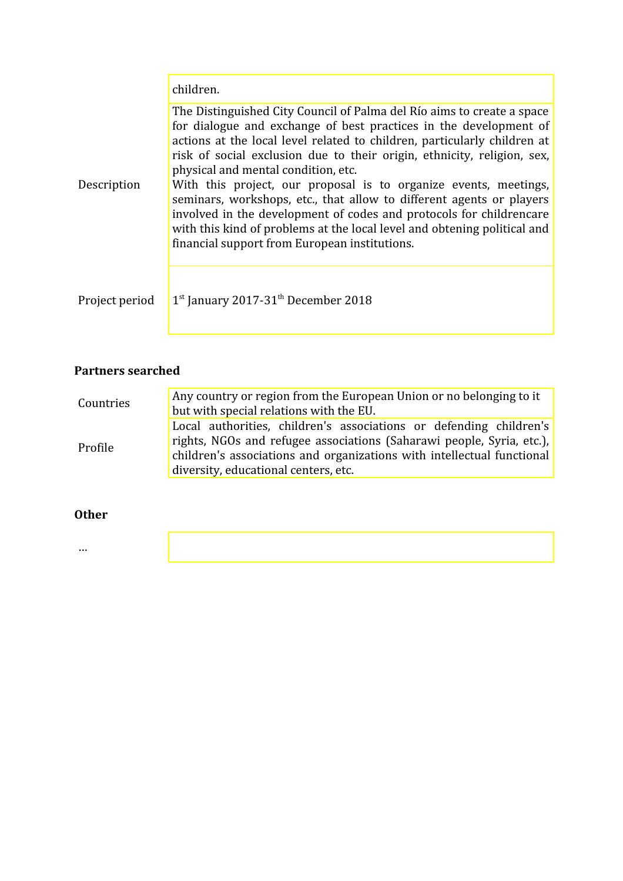| | |
|---|---|
| | children. |
| Description | The Distinguished City Council of Palma del Río aims to create a space for dialogue and exchange of best practices in the development of actions at the local level related to children, particularly children at risk of social exclusion due to their origin, ethnicity, religion, sex, physical and mental condition, etc. With this project, our proposal is to organize events, meetings, seminars, workshops, etc., that allow to different agents or players involved in the development of codes and protocols for childrencare with this kind of problems at the local level and obtening political and financial support from European institutions. |
| Project period | 1st January 2017-31th December 2018 |

**Partners searched**

| | |
|---|---|
| Countries | Any country or region from the European Union or no belonging to it but with special relations with the EU. |
| Profile | Local authorities, children's associations or defending children's rights, NGOs and refugee associations (Saharawi people, Syria, etc.), children's associations and organizations with intellectual functional diversity, educational centers, etc. |

**Other**

| | |
|---|---|
| … | |